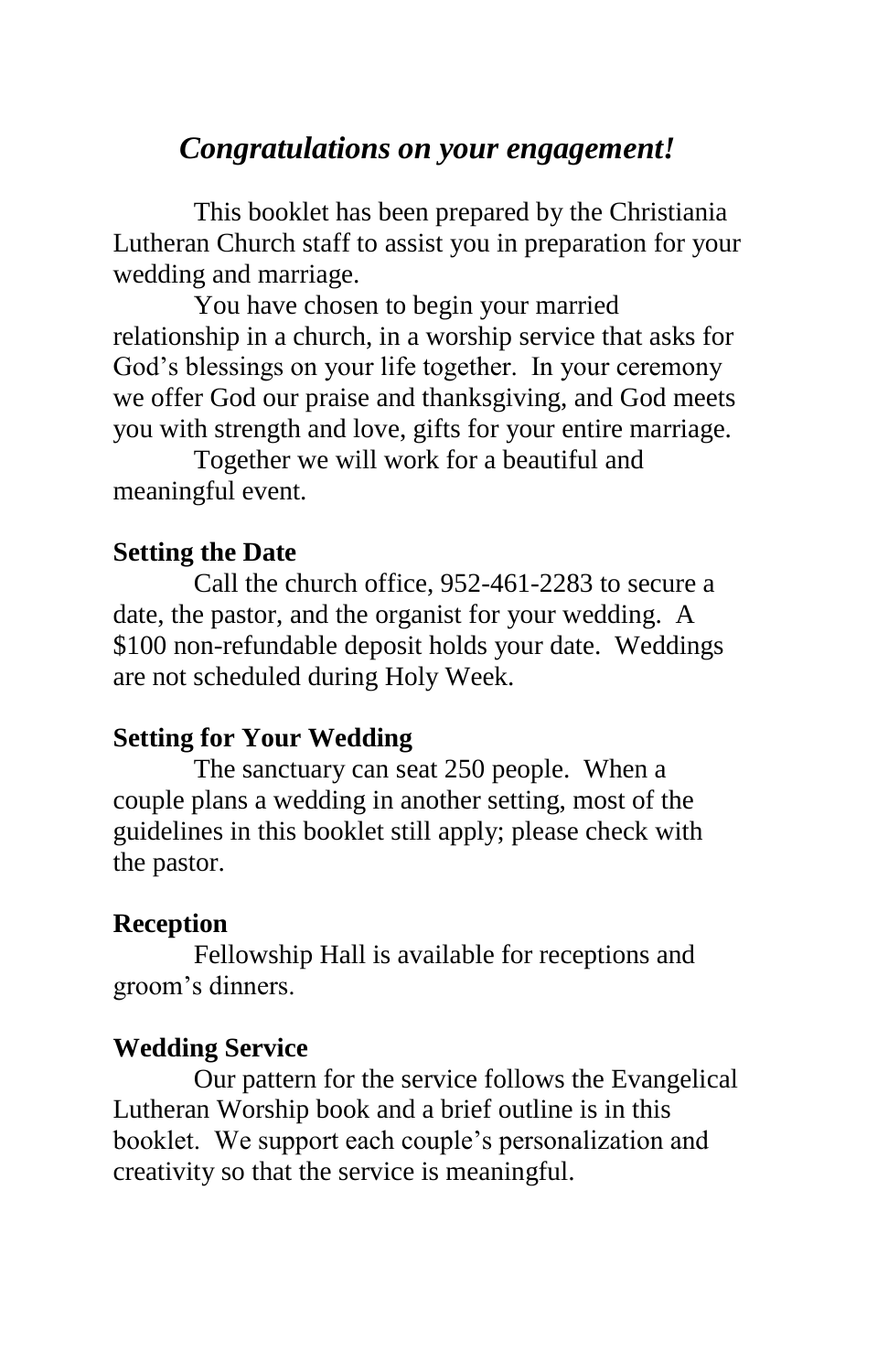## *Congratulations on your engagement!*

This booklet has been prepared by the Christiania Lutheran Church staff to assist you in preparation for your wedding and marriage.

You have chosen to begin your married relationship in a church, in a worship service that asks for God's blessings on your life together. In your ceremony we offer God our praise and thanksgiving, and God meets you with strength and love, gifts for your entire marriage.

Together we will work for a beautiful and meaningful event.

**Setting the Date**

Call the church office, 952-461-2283 to secure a date, the pastor, and the organist for your wedding. A $100 non-refundable deposit holds your date. Weddings are not scheduled during Holy Week.

**Setting for Your Wedding**

The sanctuary can seat 250 people. When a couple plans a wedding in another setting, most of the guidelines in this booklet still apply; please check with the pastor.

**Reception**

Fellowship Hall is available for receptions and groom's dinners.

**Wedding Service**

Our pattern for the service follows the Evangelical Lutheran Worship book and a brief outline is in this booklet. We support each couple's personalization and creativity so that the service is meaningful.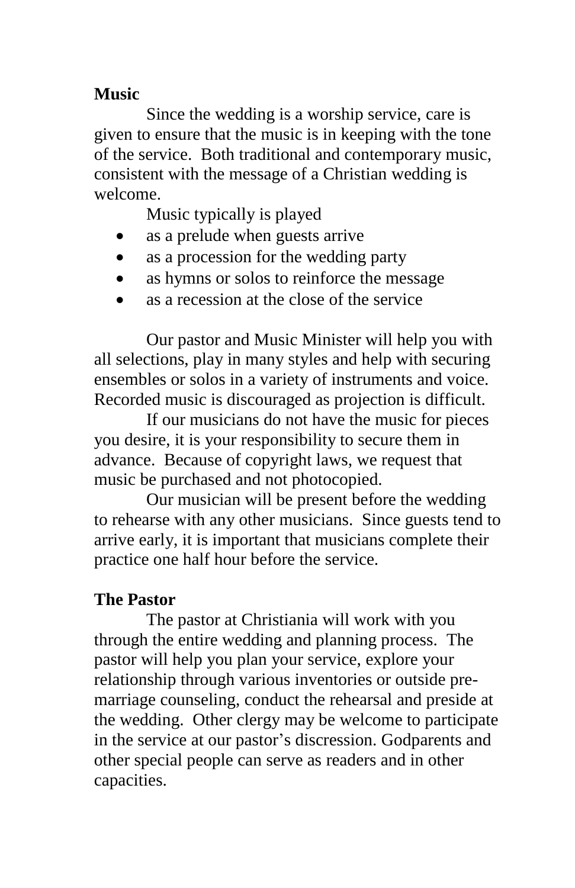**Music**

Since the wedding is a worship service, care is given to ensure that the music is in keeping with the tone of the service. Both traditional and contemporary music, consistent with the message of a Christian wedding is welcome.

Music typically is played

- as a prelude when guests arrive
- as a procession for the wedding party
- as hymns or solos to reinforce the message
- as a recession at the close of the service

Our pastor and Music Minister will help you with all selections, play in many styles and help with securing ensembles or solos in a variety of instruments and voice. Recorded music is discouraged as projection is difficult.

If our musicians do not have the music for pieces you desire, it is your responsibility to secure them in advance. Because of copyright laws, we request that music be purchased and not photocopied.

Our musician will be present before the wedding to rehearse with any other musicians. Since guests tend to arrive early, it is important that musicians complete their practice one half hour before the service.

**The Pastor**

The pastor at Christiania will work with you through the entire wedding and planning process. The pastor will help you plan your service, explore your relationship through various inventories or outside pre-marriage counseling, conduct the rehearsal and preside at the wedding. Other clergy may be welcome to participate in the service at our pastor's discression. Godparents and other special people can serve as readers and in other capacities.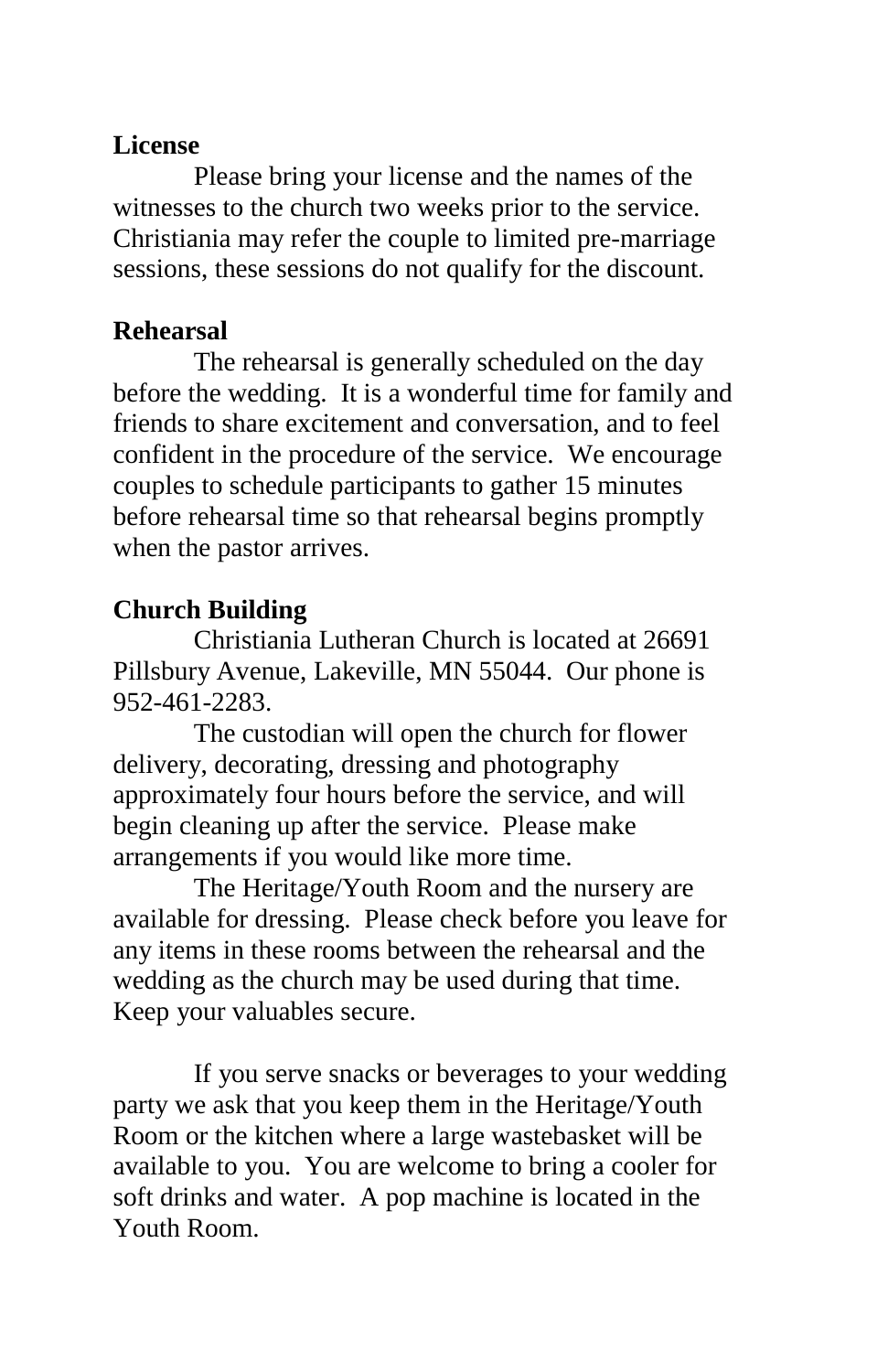**License**

Please bring your license and the names of the witnesses to the church two weeks prior to the service. Christiania may refer the couple to limited pre-marriage sessions, these sessions do not qualify for the discount.

**Rehearsal**

The rehearsal is generally scheduled on the day before the wedding. It is a wonderful time for family and friends to share excitement and conversation, and to feel confident in the procedure of the service. We encourage couples to schedule participants to gather 15 minutes before rehearsal time so that rehearsal begins promptly when the pastor arrives.

**Church Building**

Christiania Lutheran Church is located at 26691 Pillsbury Avenue, Lakeville, MN 55044. Our phone is 952-461-2283.

The custodian will open the church for flower delivery, decorating, dressing and photography approximately four hours before the service, and will begin cleaning up after the service. Please make arrangements if you would like more time.

The Heritage/Youth Room and the nursery are available for dressing. Please check before you leave for any items in these rooms between the rehearsal and the wedding as the church may be used during that time. Keep your valuables secure.

If you serve snacks or beverages to your wedding party we ask that you keep them in the Heritage/Youth Room or the kitchen where a large wastebasket will be available to you. You are welcome to bring a cooler for soft drinks and water. A pop machine is located in the Youth Room.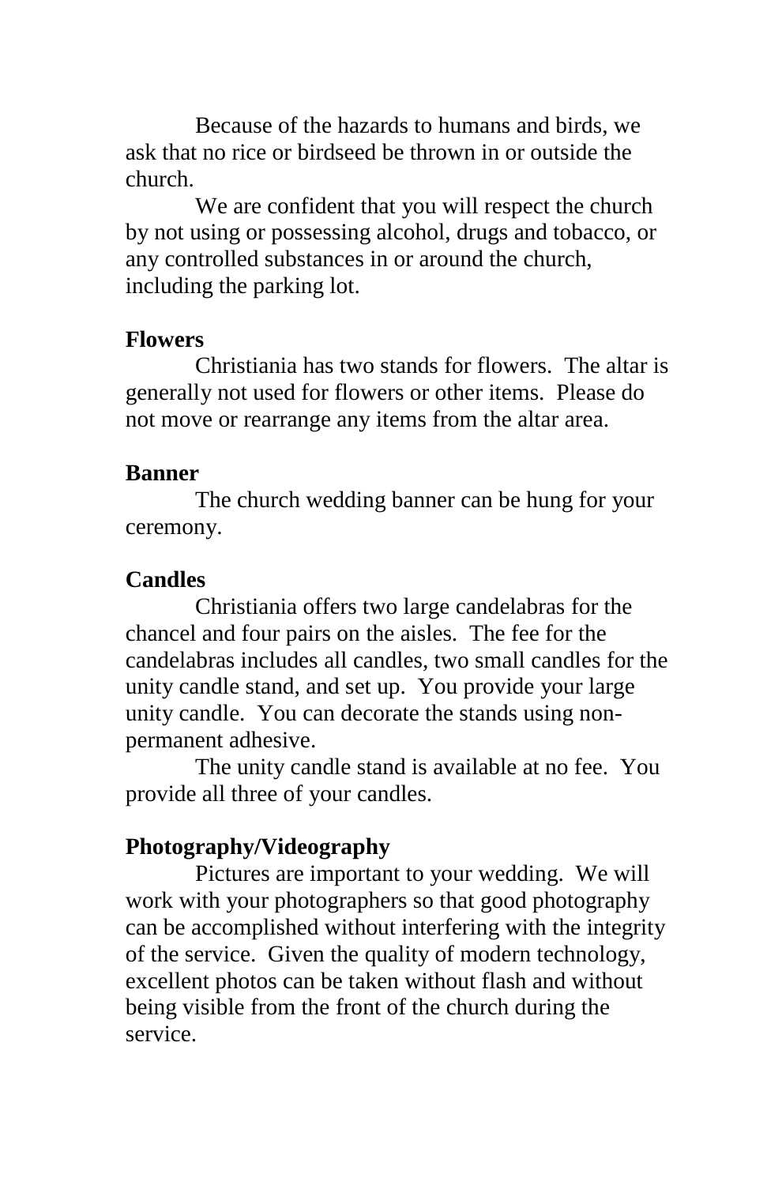Because of the hazards to humans and birds, we ask that no rice or birdseed be thrown in or outside the church.

We are confident that you will respect the church by not using or possessing alcohol, drugs and tobacco, or any controlled substances in or around the church, including the parking lot.

**Flowers**

Christiania has two stands for flowers. The altar is generally not used for flowers or other items. Please do not move or rearrange any items from the altar area.

**Banner**

The church wedding banner can be hung for your ceremony.

**Candles**

Christiania offers two large candelabras for the chancel and four pairs on the aisles. The fee for the candelabras includes all candles, two small candles for the unity candle stand, and set up. You provide your large unity candle. You can decorate the stands using non-permanent adhesive.

The unity candle stand is available at no fee. You provide all three of your candles.

**Photography/Videography**

Pictures are important to your wedding. We will work with your photographers so that good photography can be accomplished without interfering with the integrity of the service. Given the quality of modern technology, excellent photos can be taken without flash and without being visible from the front of the church during the service.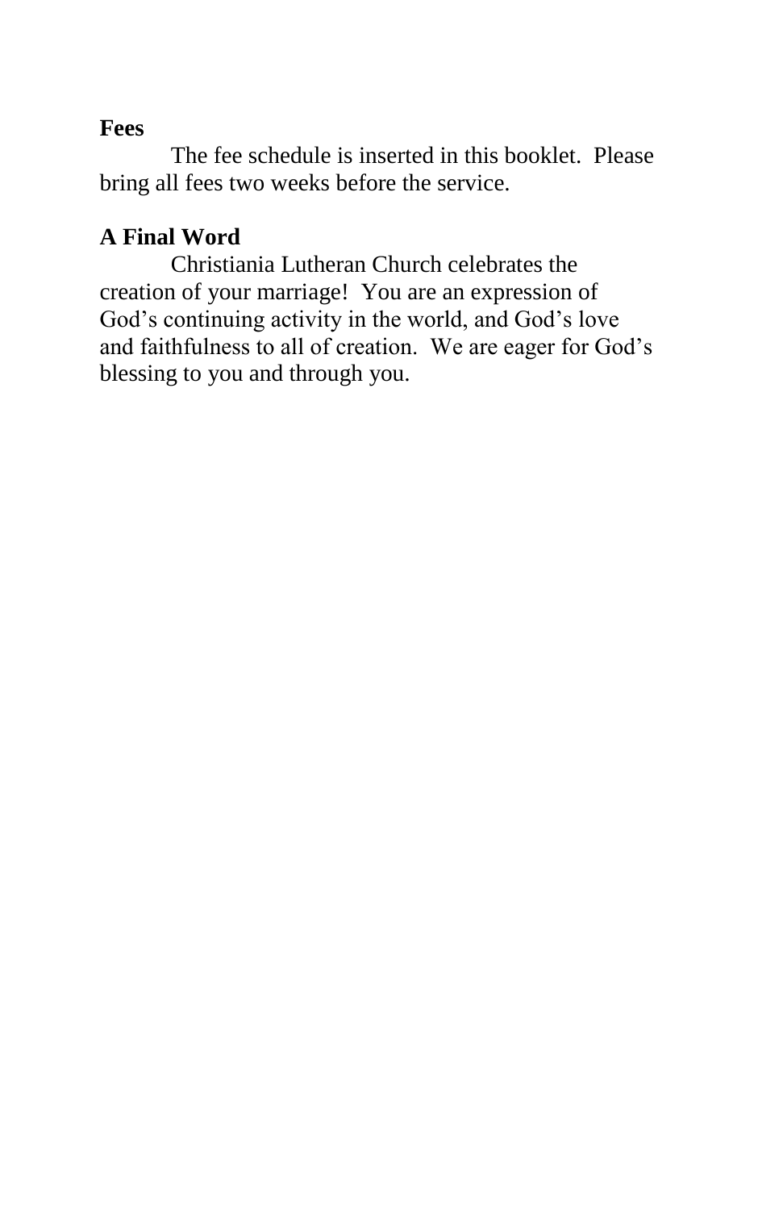**Fees**

The fee schedule is inserted in this booklet. Please bring all fees two weeks before the service.

**A Final Word**

Christiania Lutheran Church celebrates the creation of your marriage! You are an expression of God's continuing activity in the world, and God's love and faithfulness to all of creation. We are eager for God's blessing to you and through you.